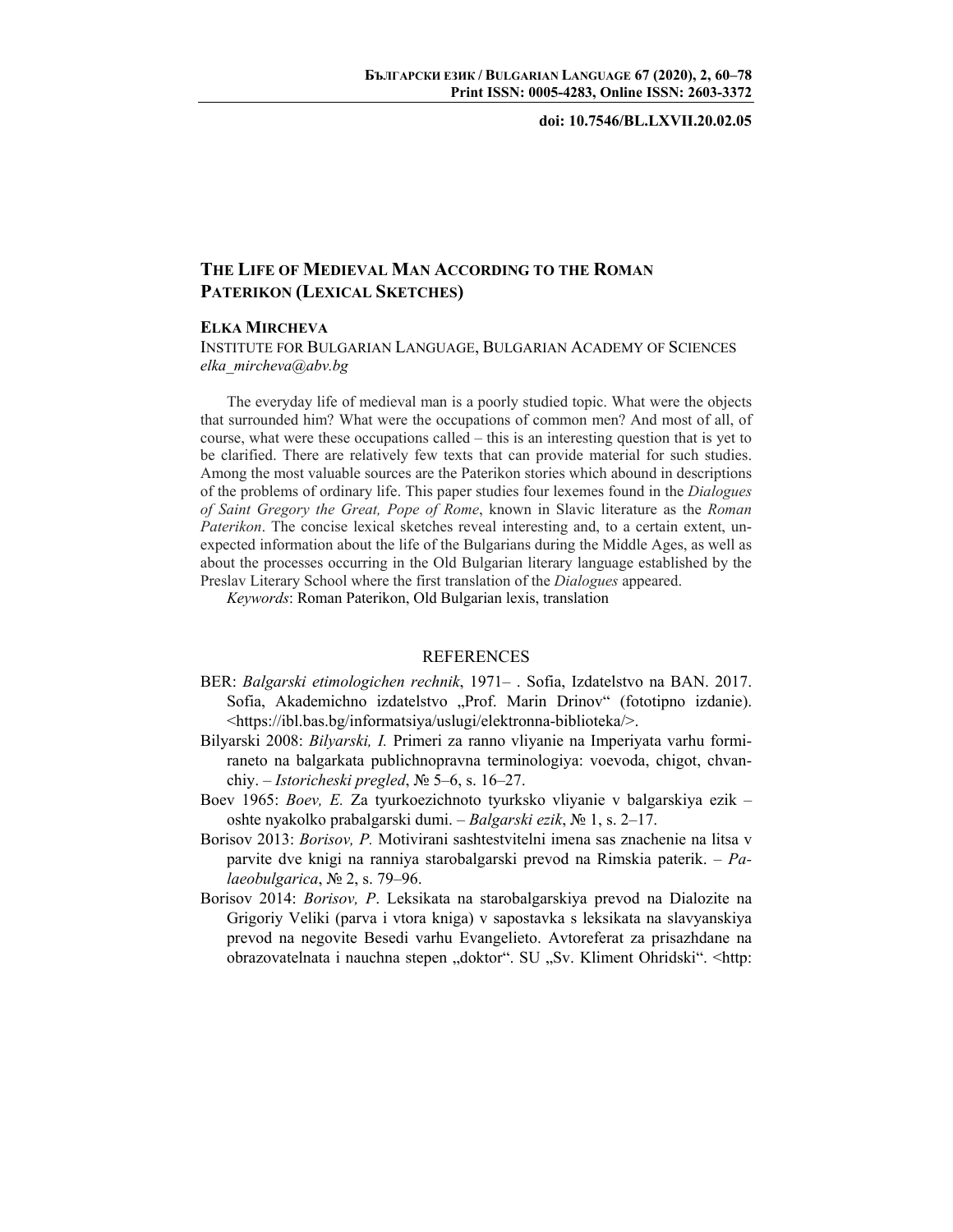doi: 10.7546/BL.LXVII.20.02.05

# The Life of Medieval Man According to the Roman Paterikon (Lexical Sketches)

**Elka Mircheva**
Institute for Bulgarian Language, Bulgarian Academy of Sciences
*elka_mircheva@abv.bg*

The everyday life of medieval man is a poorly studied topic. What were the objects that surrounded him? What were the occupations of common men? And most of all, of course, what were these occupations called – this is an interesting question that is yet to be clarified. There are relatively few texts that can provide material for such studies. Among the most valuable sources are the Paterikon stories which abound in descriptions of the problems of ordinary life. This paper studies four lexemes found in the *Dialogues of Saint Gregory the Great, Pope of Rome*, known in Slavic literature as the *Roman Paterikon*. The concise lexical sketches reveal interesting and, to a certain extent, unexpected information about the life of the Bulgarians during the Middle Ages, as well as about the processes occurring in the Old Bulgarian literary language established by the Preslav Literary School where the first translation of the *Dialogues* appeared.

*Keywords*: Roman Paterikon, Old Bulgarian lexis, translation

## REFERENCES

BER: *Balgarski etimologichen rechnik*, 1971– . Sofia, Izdatelstvo na BAN. 2017. Sofia, Akademichno izdatelstvo „Prof. Marin Drinov" (fototipno izdanie). <https://ibl.bas.bg/informatsiya/uslugi/elektronna-biblioteka/>.

Bilyarski 2008: *Bilyarski, I.* Primeri za ranno vliyanie na Imperiyata varhu formiraneto na balgarkata publichnopravna terminologiya: voevoda, chigot, chvanchiy. – *Istoricheski pregled*, № 5–6, s. 16–27.

Boev 1965: *Boev, E.* Za tyurkoezichnoto tyurksko vliyanie v balgarskiya ezik – oshte nyakolko prabalgarski dumi. – *Balgarski ezik*, № 1, s. 2–17.

Borisov 2013: *Borisov, P.* Motivirani sashtestvitelni imena sas znachenie na litsa v parvite dve knigi na ranniya starobalgarski prevod na Rimskiya paterik. – *Palaeobulgarica*, № 2, s. 79–96.

Borisov 2014: *Borisov, P*. Leksikata na starobalgarskiya prevod na Dialozite na Grigoriy Veliki (parva i vtora kniga) v sapostavka s leksikata na slavyanskiya prevod na negovite Besedi varhu Evangelieto. Avtoreferat za prisazhdane na obrazovatelnata i nauchna stepen „doktor". SU „Sv. Kliment Ohridski". <http: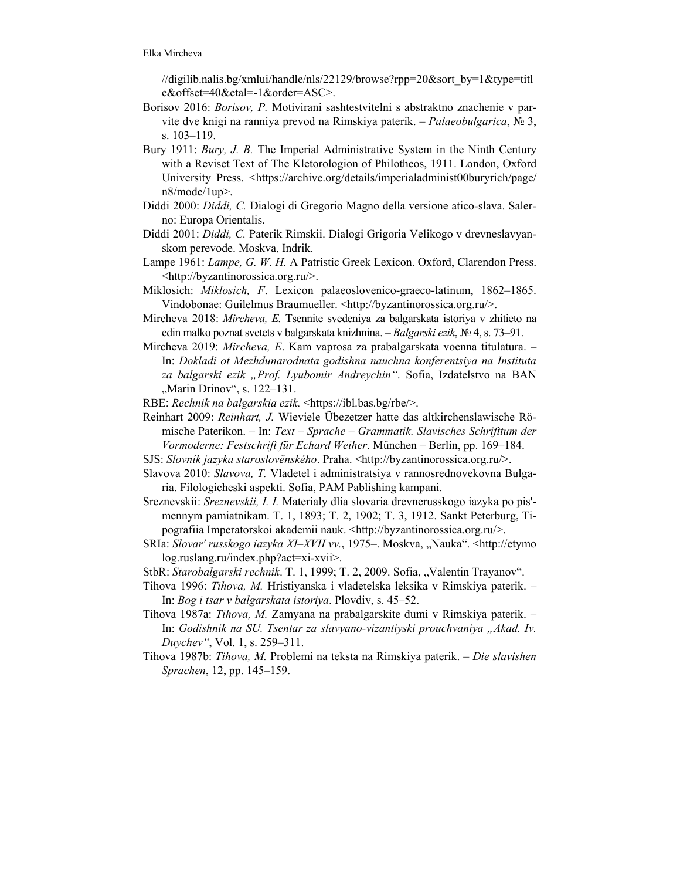//digilib.nalis.bg/xmlui/handle/nls/22129/browse?rpp=20&sort_by=1&type=title&offset=40&etal=-1&order=ASC>.

Borisov 2016: *Borisov, P.* Motivirani sashtestvitelni s abstraktno znachenie v parvite dve knigi na ranniya prevod na Rimskiya paterik. – *Palaeobulgarica*, № 3, s. 103–119.

Bury 1911: *Bury, J. B.* The Imperial Administrative System in the Ninth Century with a Reviset Text of The Kletorologion of Philotheos, 1911. London, Oxford University Press. <https://archive.org/details/imperialadminist00buryrich/page/n8/mode/1up>.

Diddi 2000: *Diddi, C.* Dialogi di Gregorio Magno della versione atico-slava. Salerno: Europa Orientalis.

Diddi 2001: *Diddi, C.* Paterik Rimskii. Dialogi Grigoria Velikogo v drevneslavyanskom perevode. Moskva, Indrik.

Lampe 1961: *Lampe, G. W. H.* A Patristic Greek Lexicon. Oxford, Clarendon Press. <http://byzantinorossica.org.ru/>.

Miklosich: *Miklosich, F*. Lexicon palaeoslovenico-graeco-latinum, 1862–1865. Vindobonae: Guilelmus Braumueller. <http://byzantinorossica.org.ru/>.

Mircheva 2018: *Mircheva, E.* Tsennite svedeniya za balgarskata istoriya v zhitieto na edin malko poznat svetets v balgarskata knizhnina. – *Balgarski ezik*, № 4, s. 73–91.

Mircheva 2019: *Mircheva, E*. Kam vaprosa za prabalgarskata voenna titulatura. – In: *Dokladi ot Mezhdunarodnata godishna nauchna konferentsiya na Instituta za balgarski ezik „Prof. Lyubomir Andreychin“*. Sofia, Izdatelstvo na BAN „Marin Drinov“, s. 122–131.

RBE: *Rechnik na balgarskia ezik.* <https://ibl.bas.bg/rbe/>.

Reinhart 2009: *Reinhart, J.* Wieviele Übezetzer hatte das altkirchenslawische Römische Paterikon. – In: *Text – Sprache – Grammatik. Slavisches Schrifttum der Vormoderne: Festschrift für Echard Weiher*. München – Berlin, pp. 169–184.

SJS: *Slovník jazyka staroslověnského*. Praha. <http://byzantinorossica.org.ru/>.

Slavova 2010: *Slavova, T.* Vladetel i administratsiya v rannosrednovekovna Bulgaria. Filologicheski aspekti. Sofia, PAM Pablishing kampani.

Sreznevskii: *Sreznevskii, I. I.* Materialy dlia slovaria drevnerusskogo iazyka po pis'mennym pamiatnikam. T. 1, 1893; T. 2, 1902; T. 3, 1912. Sankt Peterburg, Tipografiia Imperatorskoi akademii nauk. <http://byzantinorossica.org.ru/>.

SRIa: *Slovar' russkogo iazyka XI–XVII vv.*, 1975–. Moskva, „Nauka“. <http://etymolog.ruslang.ru/index.php?act=xi-xvii>.

StbR: *Starobalgarski rechnik*. T. 1, 1999; T. 2, 2009. Sofia, „Valentin Trayanov“.

Tihova 1996: *Tihova, M.* Hristiyanska i vladetelska leksika v Rimskiya paterik. – In: *Bog i tsar v balgarskata istoriya*. Plovdiv, s. 45–52.

Tihova 1987a: *Tihova, M.* Zamyana na prabalgarskite dumi v Rimskiya paterik. – In: *Godishnik na SU. Tsentar za slavyano-vizantiyski prouchvaniya „Akad. Iv. Duychev“*, Vol. 1, s. 259–311.

Tihova 1987b: *Tihova, M.* Problemi na teksta na Rimskiya paterik. – *Die slavishen Sprachen*, 12, pp. 145–159.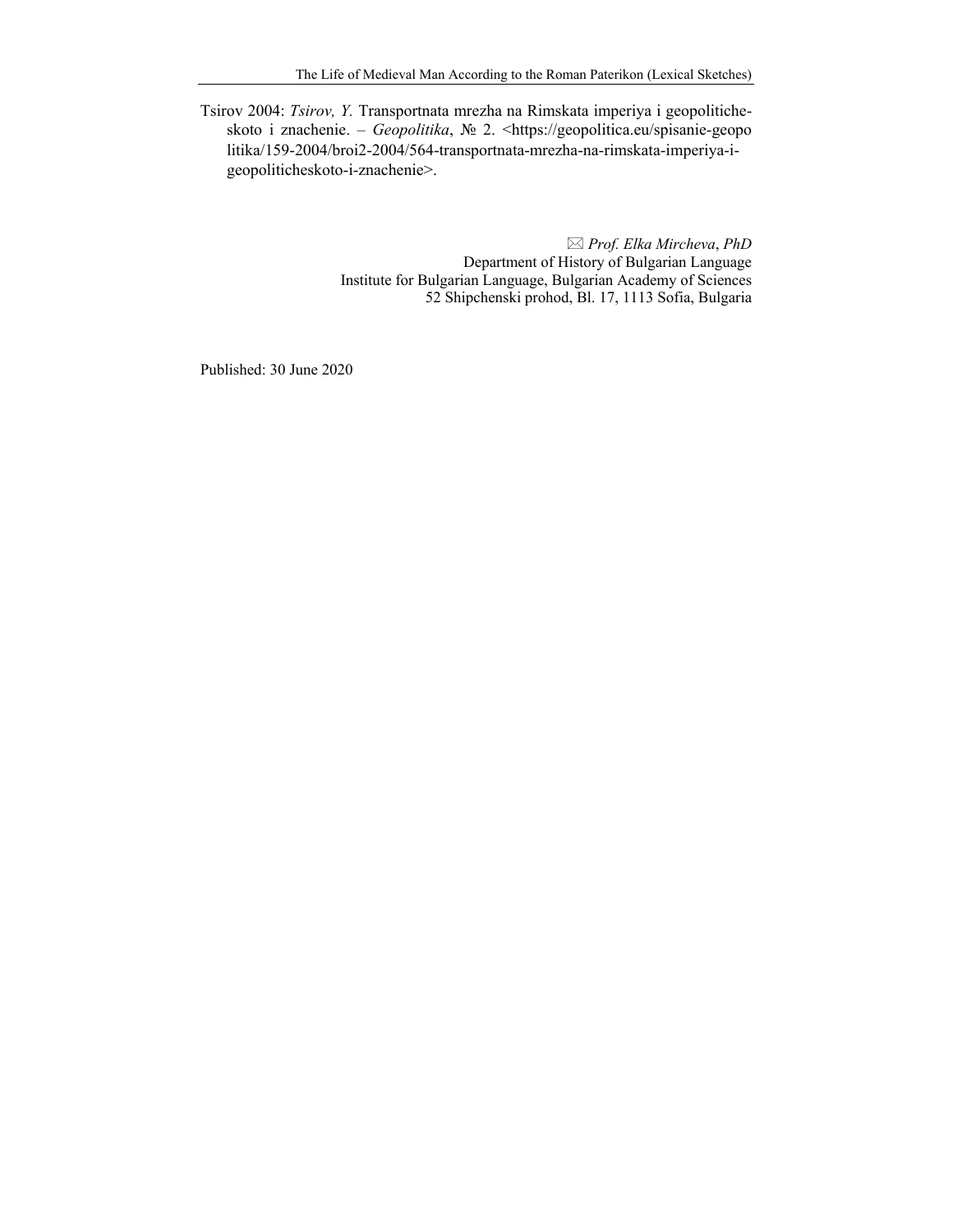Tsirov 2004: *Tsirov, Y.* Transportnata mrezha na Rimskata imperiya i geopoliticheskoto i znachenie. – *Geopolitika*, № 2. <https://geopolitica.eu/spisanie-geopolitika/159-2004/broi2-2004/564-transportnata-mrezha-na-rimskata-imperiya-i-geopoliticheskoto-i-znachenie>.

✉ *Prof. Elka Mircheva*, *PhD*
Department of History of Bulgarian Language
Institute for Bulgarian Language, Bulgarian Academy of Sciences
52 Shipchenski prohod, Bl. 17, 1113 Sofia, Bulgaria

Published: 30 June 2020